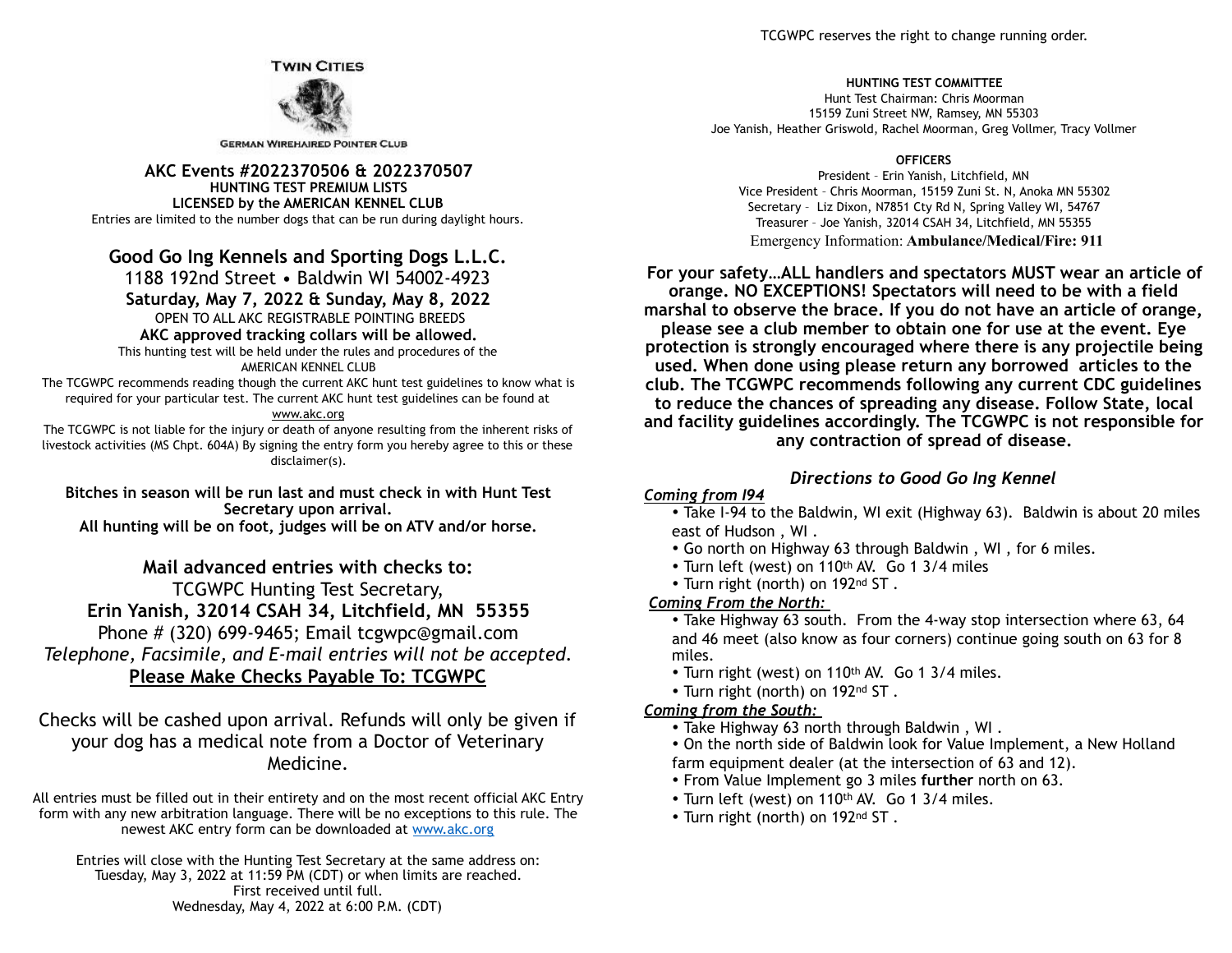TWIN CITIES

GERMAN WIREHAIRED POINTER CLUB

**AKC Events #2022370506 & 2022370507**
**HUNTING TEST PREMIUM LISTS**
**LICENSED by the AMERICAN KENNEL CLUB**
Entries are limited to the number dogs that can be run during daylight hours.

## Good Go Ing Kennels and Sporting Dogs L.L.C.

1188 192nd Street • Baldwin WI 54002-4923
**Saturday, May 7, 2022 & Sunday, May 8, 2022**
OPEN TO ALL AKC REGISTRABLE POINTING BREEDS
**AKC approved tracking collars will be allowed.**
This hunting test will be held under the rules and procedures of the AMERICAN KENNEL CLUB

The TCGWPC recommends reading though the current AKC hunt test guidelines to know what is required for your particular test. The current AKC hunt test guidelines can be found at www.akc.org

The TCGWPC is not liable for the injury or death of anyone resulting from the inherent risks of livestock activities (MS Chpt. 604A) By signing the entry form you hereby agree to this or these disclaimer(s).

**Bitches in season will be run last and must check in with Hunt Test Secretary upon arrival.**
**All hunting will be on foot, judges will be on ATV and/or horse.**

**Mail advanced entries with checks to:**
TCGWPC Hunting Test Secretary,
**Erin Yanish, 32014 CSAH 34, Litchfield, MN 55355**
Phone # (320) 699-9465; Email tcgwpc@gmail.com
*Telephone, Facsimile, and E-mail entries will not be accepted.*
**Please Make Checks Payable To: TCGWPC**

Checks will be cashed upon arrival. Refunds will only be given if your dog has a medical note from a Doctor of Veterinary Medicine.

All entries must be filled out in their entirety and on the most recent official AKC Entry form with any new arbitration language. There will be no exceptions to this rule. The newest AKC entry form can be downloaded at www.akc.org

Entries will close with the Hunting Test Secretary at the same address on:
Tuesday, May 3, 2022 at 11:59 PM (CDT) or when limits are reached.
First received until full.
Wednesday, May 4, 2022 at 6:00 P.M. (CDT)

TCGWPC reserves the right to change running order.

**HUNTING TEST COMMITTEE**
Hunt Test Chairman: Chris Moorman
15159 Zuni Street NW, Ramsey, MN 55303
Joe Yanish, Heather Griswold, Rachel Moorman, Greg Vollmer, Tracy Vollmer

**OFFICERS**
President – Erin Yanish, Litchfield, MN
Vice President – Chris Moorman, 15159 Zuni St. N, Anoka MN 55302
Secretary – Liz Dixon, N7851 Cty Rd N, Spring Valley WI, 54767
Treasurer – Joe Yanish, 32014 CSAH 34, Litchfield, MN 55355
Emergency Information: **Ambulance/Medical/Fire: 911**

**For your safety…ALL handlers and spectators MUST wear an article of orange. NO EXCEPTIONS! Spectators will need to be with a field marshal to observe the brace. If you do not have an article of orange, please see a club member to obtain one for use at the event. Eye protection is strongly encouraged where there is any projectile being used. When done using please return any borrowed articles to the club. The TCGWPC recommends following any current CDC guidelines to reduce the chances of spreading any disease. Follow State, local and facility guidelines accordingly. The TCGWPC is not responsible for any contraction of spread of disease.**

### *Directions to Good Go Ing Kennel*

***Coming from I94***

- Take I-94 to the Baldwin, WI exit (Highway 63). Baldwin is about 20 miles east of Hudson , WI .
- Go north on Highway 63 through Baldwin , WI , for 6 miles.
- Turn left (west) on 110th AV. Go 1 3/4 miles
- Turn right (north) on 192nd ST .

***Coming From the North:***

- Take Highway 63 south. From the 4-way stop intersection where 63, 64 and 46 meet (also know as four corners) continue going south on 63 for 8 miles.
- Turn right (west) on 110th AV. Go 1 3/4 miles.
- Turn right (north) on 192nd ST .

***Coming from the South:***

- Take Highway 63 north through Baldwin , WI .
- On the north side of Baldwin look for Value Implement, a New Holland farm equipment dealer (at the intersection of 63 and 12).
- From Value Implement go 3 miles **further** north on 63.
- Turn left (west) on 110th AV. Go 1 3/4 miles.
- Turn right (north) on 192nd ST .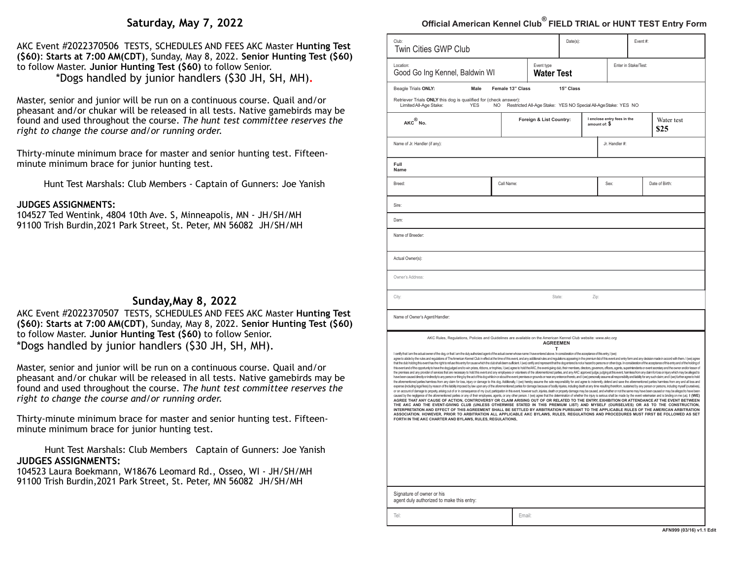## Saturday, May 7, 2022

AKC Event #2022370506 TESTS, SCHEDULES AND FEES AKC Master **Hunting Test ($60)**: **Starts at 7:00 AM(CDT)**, Sunday, May 8, 2022. **Senior Hunting Test ($60)** to follow Master. **Junior Hunting Test ($60)** to follow Senior.
*Dogs handled by junior handlers ($30 JH, SH, MH).

Master, senior and junior will be run on a continuous course. Quail and/or pheasant and/or chukar will be released in all tests. Native gamebirds may be found and used throughout the course. *The hunt test committee reserves the right to change the course and/or running order.*

Thirty-minute minimum brace for master and senior hunting test. Fifteen-minute minimum brace for junior hunting test.

Hunt Test Marshals: Club Members - Captain of Gunners: Joe Yanish

**JUDGES ASSIGNMENTS:**
104527 Ted Wentink, 4804 10th Ave. S, Minneapolis, MN - JH/SH/MH
91100 Trish Burdin,2021 Park Street, St. Peter, MN 56082 JH/SH/MH

## Sunday,May 8, 2022

AKC Event #2022370507 TESTS, SCHEDULES AND FEES AKC Master **Hunting Test ($60)**: **Starts at 7:00 AM(CDT)**, Sunday, May 8, 2022. **Senior Hunting Test ($60)** to follow Master. **Junior Hunting Test ($60)** to follow Senior.
*Dogs handled by junior handlers ($30 JH, SH, MH).

Master, senior and junior will be run on a continuous course. Quail and/or pheasant and/or chukar will be released in all tests. Native gamebirds may be found and used throughout the course. *The hunt test committee reserves the right to change the course and/or running order.*

Thirty-minute minimum brace for master and senior hunting test. Fifteen-minute minimum brace for junior hunting test.

Hunt Test Marshals: Club Members Captain of Gunners: Joe Yanish

**JUDGES ASSIGNMENTS:**
104523 Laura Boekmann, W18676 Leomard Rd., Osseo, WI - JH/SH/MH
91100 Trish Burdin,2021 Park Street, St. Peter, MN 56082 JH/SH/MH

## Official American Kennel Club® FIELD TRIAL or HUNT TEST Entry Form

Club: Twin Cities GWP Club | Date(s): | Event #:

Location: Good Go Ing Kennel, Baldwin WI | Event type: **Water Test** | Enter in Stake/Test:

Beagle Trials **ONLY:** Male Female 13" Class 15" Class

Retriever Trials **ONLY** this dog is qualified for (check answer):
Limited All-Age Stake: YES NO Restricted All-Age Stake: YES NO Special All-Age Stake: YES NO

AKC® No. | Foreign & List Country: | I enclose entry fees in the amount of: $ Water test **$25**

Name of Jr. Handler (if any): | Jr. Handler #:

**Full Name**

Breed: | Call Name: | Sex: | Date of Birth:

Sire:

Dam:

Name of Breeder:

Actual Owner(s):

Owner's Address:

City: | State: | Zip:

Name of Owner's Agent/Handler:

AKC Rules, Regulations, Policies and Guidelines are available on the American Kennel Club website: *www.akc.org*

**AGREEMENT**

I certify that I am the actual owner of the dog, or that I am the duly authorized agent of the actual owner whose name I have entered above. In consideration of the acceptance of this entry, I (we) agree to abide by the rules and regulations of The American Kennel Club in effect at the time of this event, and any additional rules and regulations appearing in the premium list of this event and entry form and any decision made in accord with them. I (we) agree that the club holding this event has the right to refuse this entry for cause which the club shall deem sufficient. I (we) certify and represent that the dog entered is not a hazard to persons or other dogs. In consideration of the acceptance of this entry and of the holding of this event and of the opportunity to have the dog judged and to win prizes, ribbons, or trophies, I (we) agree to hold the AKC, the event-giving club, their members, directors, governors, officers, agents, superintendents or event secretary and the owner and/or lessor of the premises and any provider of services that are necessary to hold this event and any employees or volunteers of the aforementioned parties, and any AKC approved judge, judging at this event, harmless from any claim for loss or injury which may be alleged to have been caused directly or indirectly to any person or thing by the act of this dog while in or about the event premises or grounds or near any entrance thereto, and I (we) personally assume all responsibility and liability for any such claim; and I (we) further agree to hold the aforementioned parties harmless from any claim for loss, injury or damage to this dog. Additionally, I (we) hereby assume the sole responsibility for and agree to indemnify, defend and save the aforementioned parties harmless from any and all loss and expense (including legal fees) by reason of the liability imposed by law upon any of the aforementioned parties for damage because of bodily injuries, including death at any time resulting therefrom, sustained by any person or persons, including myself (ourselves), or on account of damage to property, arising out of or in consequence of my (our) participation in this event, however such, injuries, death or property damage may be caused, and whether or not the same may have been caused or may be alleged to have been caused by the negligence of the aforementioned parties or any of their employees, agents, or any other person. I (we) agree that the determination of whether the injury is serious shall be made by the event veterinarian and is binding on me (us). **I (WE) AGREE THAT ANY CAUSE OF ACTION, CONTROVERSY OR CLAIM ARISING OUT OF OR RELATED TO THE ENTRY, EXHIBITION OR ATTENDANCE AT THE EVENT BETWEEN THE AKC AND THE EVENT-GIVING CLUB (UNLESS OTHERWISE STATED IN THIS PREMIUM LIST) AND MYSELF (OURSELVES) OR AS TO THE CONSTRUCTION, INTERPRETATION AND EFFECT OF THIS AGREEMENT SHALL BE SETTLED BY ARBITRATION PURSUANT TO THE APPLICABLE RULES OF THE AMERICAN ARBITRATION ASSOCIATION. HOWEVER, PRIOR TO ARBITRATION ALL APPLICABLE AKC BYLAWS, RULES, REGULATIONS AND PROCEDURES MUST FIRST BE FOLLOWED AS SET FORTH IN THE AKC CHARTER AND BYLAWS, RULES, REGULATIONS,**

Signature of owner or his agent duly authorized to make this entry:

Tel: | Email:

AFN999 (03/16) v1.1 Edit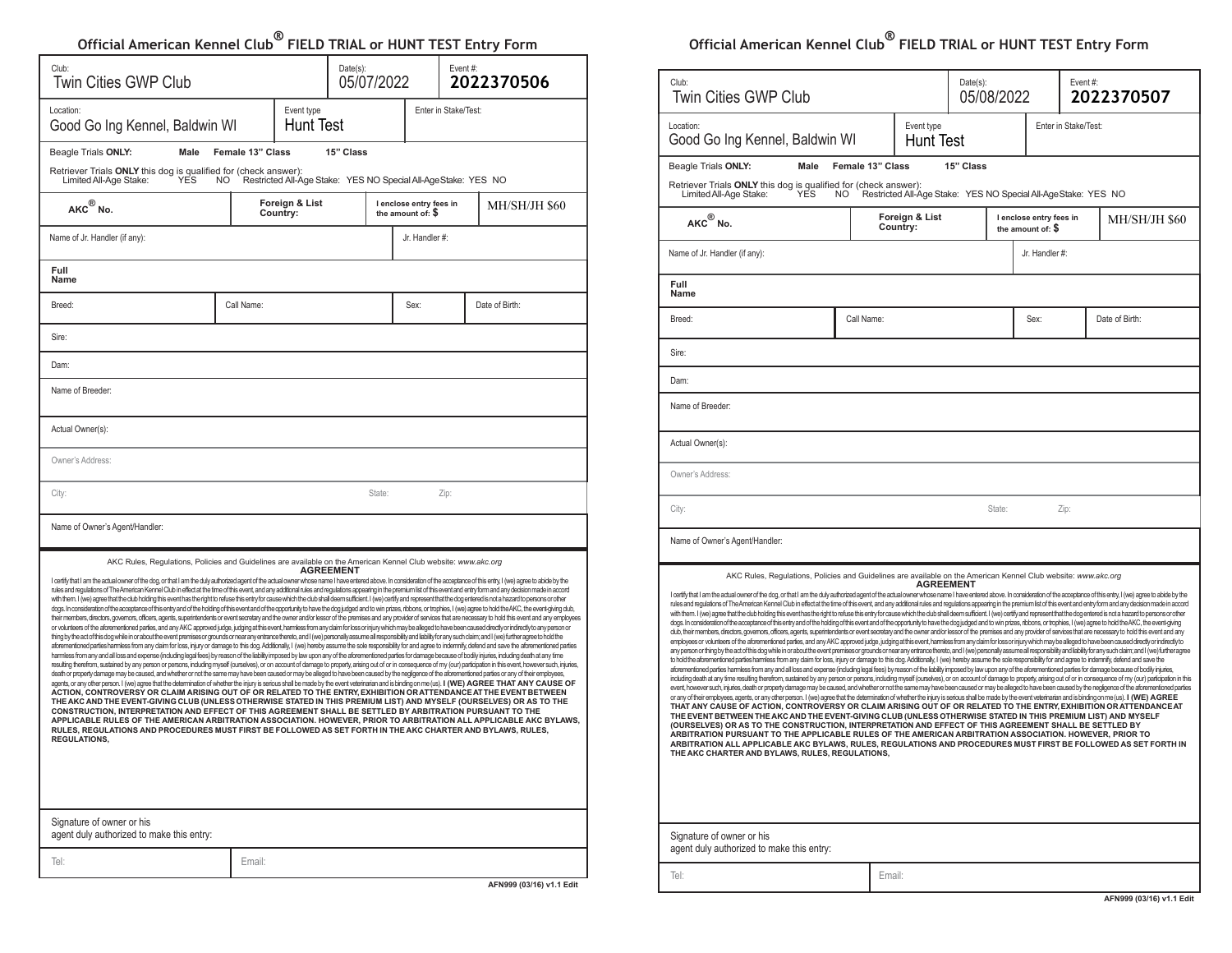## Official American Kennel Club® FIELD TRIAL or HUNT TEST Entry Form

| Club: Twin Cities GWP Club | Date(s): 05/07/2022 | Event #: **2022370506** |
|---|---|---|

| Location: Good Go Ing Kennel, Baldwin WI | Event type: Hunt Test | Enter in Stake/Test: |
|---|---|---|

**Beagle Trials ONLY:** **Male** **Female 13" Class** **15" Class**

Retriever Trials **ONLY** this dog is qualified for (check answer):
Limited All-Age Stake: YES NO Restricted All-Age Stake: YES NO Special All-Age Stake: YES NO

| **AKC® No.** | **Foreign & List Country:** | **I enclose entry fees in the amount of: $** | MH/SH/JH $60 |
|---|---|---|---|

| Name of Jr. Handler (if any): | Jr. Handler #: |
|---|---|

**Full Name**

| Breed: | Call Name: | Sex: | Date of Birth: |
|---|---|---|---|

Sire:

Dam:

Name of Breeder:

Actual Owner(s):

Owner's Address:

| City: | State: | Zip: |
|---|---|---|

Name of Owner's Agent/Handler:

AKC Rules, Regulations, Policies and Guidelines are available on the American Kennel Club website: *www.akc.org*

**AGREEMENT**

I certify that I am the actual owner of the dog, or that I am the duly authorized agent of the actual owner whose name I have entered above. In consideration of the acceptance of this entry, I (we) agree to abide by the rules and regulations of The American Kennel Club in effect at the time of this event, and any additional rules and regulations appearing in the premium list of this event and entry form and any decision made in accord with them. I (we) agree that the club holding this event has the right to refuse this entry for cause which the club shall deem sufficient. I (we) certify and represent that the dog entered is not a hazard to persons or other dogs. In consideration of the acceptance of this entry and of the holding of this event and of the opportunity to have the dog judged and to win prizes, ribbons, or trophies, I (we) agree to hold the AKC, the event-giving club, their members, directors, governors, officers, agents, superintendents or event secretary and the owner and/or lessor of the premises and any provider of services that are necessary to hold this event and any employees or volunteers of the aforementioned parties, and any AKC approved judge, judging at this event, harmless from any claim for loss or injury which may be alleged to have been caused directly or indirectly to any person or thing by the act of this dog while in or about the event premises or grounds or near any entrance thereto, and I (we) personally assume all responsibility and liability for any such claim; and I (we) further agree to hold the aforementioned parties harmless from any claim for loss, injury or damage to this dog. Additionally, I (we) hereby assume the sole responsibility for and agree to indemnify, defend and save the aforementioned parties harmless from any and all loss and expense (including legal fees) by reason of the liability imposed by law upon any of the aforementioned parties for damage because of bodily injuries, including death at any time resulting therefrom, sustained by any person or persons, including myself (ourselves), or on account of damage to property, arising out of or in consequence of my (our) participation in this event, however such, injuries, death or property damage may be caused, and whether or not the same may have been caused or may be alleged to have been caused by the negligence of the aforementioned parties or any of their employees, agents, or any other person. I (we) agree that the determination of whether the injury is serious shall be made by the event veterinarian and is binding on me (us). **I (WE) AGREE THAT ANY CAUSE OF ACTION, CONTROVERSY OR CLAIM ARISING OUT OF OR RELATED TO THE ENTRY, EXHIBITION OR ATTENDANCE AT THE EVENT BETWEEN THE AKC AND THE EVENT-GIVING CLUB (UNLESS OTHERWISE STATED IN THIS PREMIUM LIST) AND MYSELF (OURSELVES) OR AS TO THE CONSTRUCTION, INTERPRETATION AND EFFECT OF THIS AGREEMENT SHALL BE SETTLED BY ARBITRATION PURSUANT TO THE APPLICABLE RULES OF THE AMERICAN ARBITRATION ASSOCIATION. HOWEVER, PRIOR TO ARBITRATION ALL APPLICABLE AKC BYLAWS, RULES, REGULATIONS AND PROCEDURES MUST FIRST BE FOLLOWED AS SET FORTH IN THE AKC CHARTER AND BYLAWS, RULES, REGULATIONS,**

Signature of owner or his agent duly authorized to make this entry:

| Tel: | Email: |
|---|---|

AFN999 (03/16) v1.1 Edit

## Official American Kennel Club® FIELD TRIAL or HUNT TEST Entry Form

| Club: Twin Cities GWP Club | Date(s): 05/08/2022 | Event #: **2022370507** |
|---|---|---|

| Location: Good Go Ing Kennel, Baldwin WI | Event type: Hunt Test | Enter in Stake/Test: |
|---|---|---|

**Beagle Trials ONLY:** **Male** **Female 13" Class** **15" Class**

Retriever Trials **ONLY** this dog is qualified for (check answer):
Limited All-Age Stake: YES NO Restricted All-Age Stake: YES NO Special All-Age Stake: YES NO

| **AKC® No.** | **Foreign & List Country:** | **I enclose entry fees in the amount of: $** | MH/SH/JH $60 |
|---|---|---|---|

| Name of Jr. Handler (if any): | Jr. Handler #: |
|---|---|

**Full Name**

| Breed: | Call Name: | Sex: | Date of Birth: |
|---|---|---|---|

Sire:

Dam:

Name of Breeder:

Actual Owner(s):

Owner's Address:

| City: | State: | Zip: |
|---|---|---|

Name of Owner's Agent/Handler:

AKC Rules, Regulations, Policies and Guidelines are available on the American Kennel Club website: *www.akc.org*

**AGREEMENT**

I certify that I am the actual owner of the dog, or that I am the duly authorized agent of the actual owner whose name I have entered above. In consideration of the acceptance of this entry, I (we) agree to abide by the rules and regulations of The American Kennel Club in effect at the time of this event, and any additional rules and regulations appearing in the premium list of this event and entry form and any decision made in accord with them. I (we) agree that the club holding this event has the right to refuse this entry for cause which the club shall deem sufficient. I (we) certify and represent that the dog entered is not a hazard to persons or other dogs. In consideration of the acceptance of this entry and of the holding of this event and of the opportunity to have the dog judged and to win prizes, ribbons, or trophies, I (we) agree to hold the AKC, the event-giving club, their members, directors, governors, officers, agents, superintendents or event secretary and the owner and/or lessor of the premises and any provider of services that are necessary to hold this event and any employees or volunteers of the aforementioned parties, and any AKC approved judge, judging at this event, harmless from any claim for loss or injury which may be alleged to have been caused directly or indirectly to any person or thing by the act of this dog while in or about the event premises or grounds or near any entrance thereto, and I (we) personally assume all responsibility and liability for any such claim; and I (we) further agree to hold the aforementioned parties harmless from any claim for loss, injury or damage to this dog. Additionally, I (we) hereby assume the sole responsibility for and agree to indemnify, defend and save the aforementioned parties harmless from any and all loss and expense (including legal fees) by reason of the liability imposed by law upon any of the aforementioned parties for damage because of bodily injuries, including death at any time resulting therefrom, sustained by any person or persons, including myself (ourselves), or on account of damage to property, arising out of or in consequence of my (our) participation in this event, however such, injuries, death or property damage may be caused, and whether or not the same may have been caused or may be alleged to have been caused by the negligence of the aforementioned parties or any of their employees, agents, or any other person. I (we) agree that the determination of whether the injury is serious shall be made by the event veterinarian and is binding on me (us). **I (WE) AGREE THAT ANY CAUSE OF ACTION, CONTROVERSY OR CLAIM ARISING OUT OF OR RELATED TO THE ENTRY, EXHIBITION OR ATTENDANCE AT THE EVENT BETWEEN THE AKC AND THE EVENT-GIVING CLUB (UNLESS OTHERWISE STATED IN THIS PREMIUM LIST) AND MYSELF (OURSELVES) OR AS TO THE CONSTRUCTION, INTERPRETATION AND EFFECT OF THIS AGREEMENT SHALL BE SETTLED BY ARBITRATION PURSUANT TO THE APPLICABLE RULES OF THE AMERICAN ARBITRATION ASSOCIATION. HOWEVER, PRIOR TO ARBITRATION ALL APPLICABLE AKC BYLAWS, RULES, REGULATIONS AND PROCEDURES MUST FIRST BE FOLLOWED AS SET FORTH IN THE AKC CHARTER AND BYLAWS, RULES, REGULATIONS,**

Signature of owner or his agent duly authorized to make this entry:

| Tel: | Email: |
|---|---|

AFN999 (03/16) v1.1 Edit